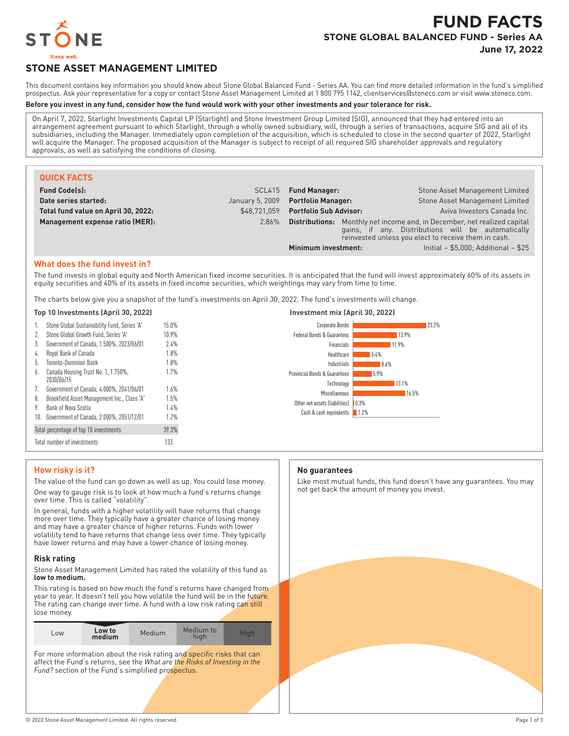# FUND FACTS

## STONE GLOBAL BALANCED FUND - Series AA

**June 17, 2022**

STONE

Sleep well.

## STONE ASSET MANAGEMENT LIMITED

This document contains key information you should know about Stone Global Balanced Fund - Series AA. You can find more detailed information in the fund's simplified prospectus. Ask your representative for a copy or contact Stone Asset Management Limited at 1 800 795 1142, clientservices@stoneco.com or visit www.stoneco.com.

**Before you invest in any fund, consider how the fund would work with your other investments and your tolerance for risk.**

On April 7, 2022, Starlight Investments Capital LP (Starlight) and Stone Investment Group Limited (SIG), announced that they had entered into an arrangement agreement pursuant to which Starlight, through a wholly owned subsidiary, will, through a series of transactions, acquire SIG and all of its subsidiaries, including the Manager. Immediately upon completion of the acquisition, which is scheduled to close in the second quarter of 2022, Starlight will acquire the Manager. The proposed acquisition of the Manager is subject to receipt of all required SIG shareholder approvals and regulatory approvals, as well as satisfying the conditions of closing.

### QUICK FACTS

| | | | |
|---|---|---|---|
| **Fund Code(s):** | SCL415 | **Fund Manager:** | Stone Asset Management Limited |
| **Date series started:** | January 5, 2009 | **Portfolio Manager:** | Stone Asset Management Limited |
| **Total fund value on April 30, 2022:** | $48,721,059 | **Portfolio Sub Advisor:** | Aviva Investors Canada Inc. |
| **Management expense ratio (MER):** | 2.86% | **Distributions:** | Monthly net income and, in December, net realized capital gains, if any. Distributions will be automatically reinvested unless you elect to receive them in cash. |
| | | **Minimum investment:** | Initial – $5,000; Additional – $25 |

### What does the fund invest in?

The fund invests in global equity and North American fixed income securities. It is anticipated that the fund will invest approximately 60% of its assets in equity securities and 40% of its assets in fixed income securities, which weightings may vary from time to time.

The charts below give you a snapshot of the fund's investments on April 30, 2022. The fund's investments will change.

**Top 10 Investments (April 30, 2022)**

| | | |
|---|---|---|
| 1. | Stone Global Sustainability Fund, Series 'A' | 15.0% |
| 2. | Stone Global Growth Fund, Series 'A' | 10.9% |
| 3. | Government of Canada, 1.500%, 2023/06/01 | 2.4% |
| 4. | Royal Bank of Canada | 1.8% |
| 5. | Toronto-Dominion Bank | 1.8% |
| 6. | Canada Housing Trust No. 1, 1.750%, 2030/06/15 | 1.7% |
| 7. | Government of Canada, 4.000%, 2041/06/01 | 1.6% |
| 8. | Brookfield Asset Management Inc., Class 'A' | 1.5% |
| 9. | Bank of Nova Scotia | 1.4% |
| 10. | Government of Canada, 2.000%, 2051/12/01 | 1.2% |
| | Total percentage of top 10 investments | 39.3% |
| | Total number of investments | 133 |

**Investment mix (April 30, 2022)**

| | |
|---|---|
| Corporate Bonds | 23.2% |
| Federal Bonds & Guarantees | 13.9% |
| Financials | 11.9% |
| Healthcare | 5.4% |
| Industrials | 8.6% |
| Provincial Bonds & Guarantees | 5.9% |
| Technology | 13.1% |
| Miscellaneous | 16.5% |
| Other net assets (liabilities) | 0.3% |
| Cash & cash equivalents | 1.2% |

### How risky is it?

The value of the fund can go down as well as up. You could lose money.

One way to gauge risk is to look at how much a fund's returns change over time. This is called "volatility".

In general, funds with a higher volatility will have returns that change more over time. They typically have a greater chance of losing money and may have a greater chance of higher returns. Funds with lower volatility tend to have returns that change less over time. They typically have lower returns and may have a lower chance of losing money.

#### Risk rating

Stone Asset Management Limited has rated the volatility of this fund as **low to medium.**

This rating is based on how much the fund's returns have changed from year to year. It doesn't tell you how volatile the fund will be in the future. The rating can change over time. A fund with a low risk rating can still lose money.

| Low | **Low to medium** | Medium | Medium to high | High |
|---|---|---|---|---|

For more information about the risk rating and specific risks that can affect the Fund's returns, see the *What are the Risks of Investing in the Fund?* section of the Fund's simplified prospectus.

### No guarantees

Like most mutual funds, this fund doesn't have any guarantees. You may not get back the amount of money you invest.

© 2022 Stone Asset Management Limited. All rights reserved.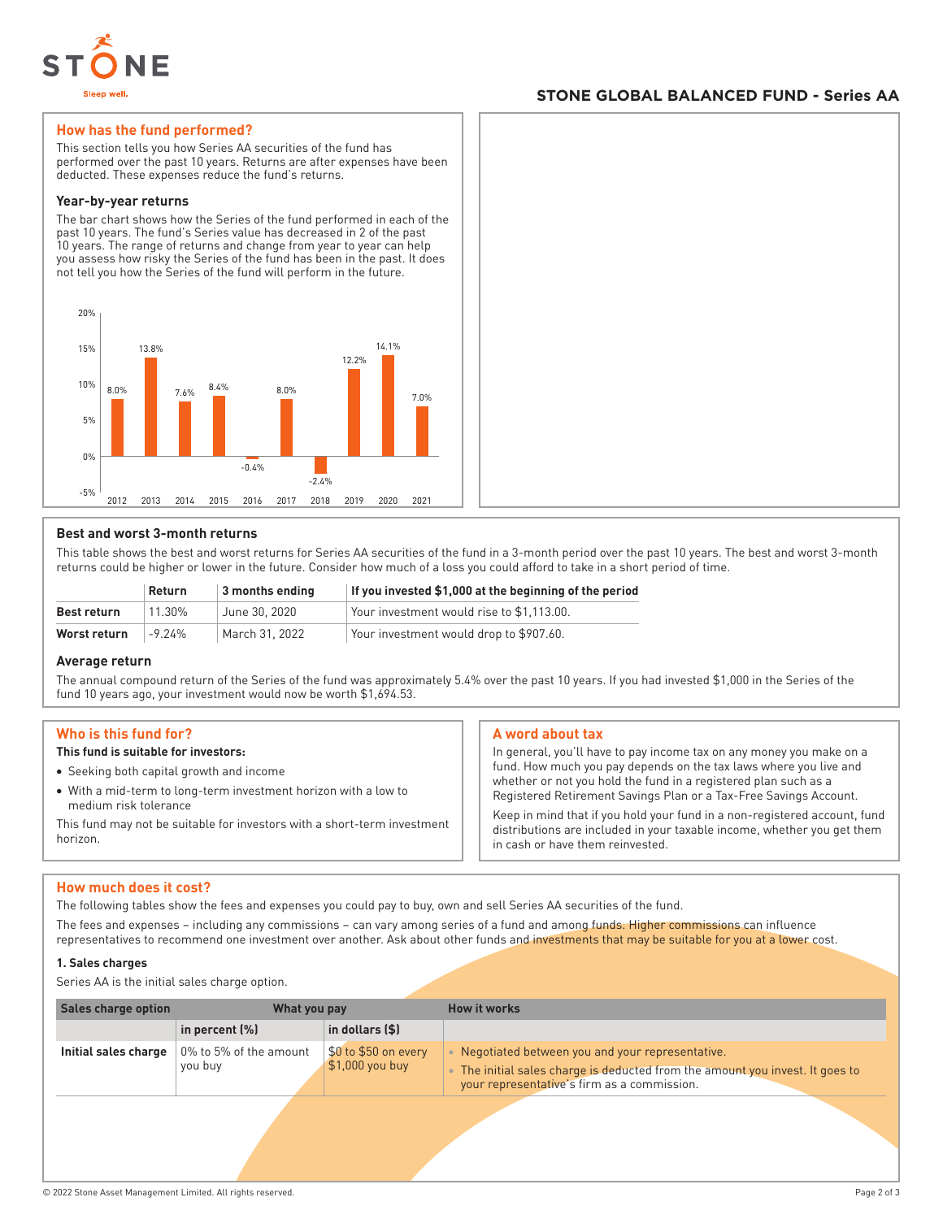**STONE GLOBAL BALANCED FUND - Series AA**

## How has the fund performed?

This section tells you how Series AA securities of the fund has performed over the past 10 years. Returns are after expenses have been deducted. These expenses reduce the fund's returns.

### Year-by-year returns

The bar chart shows how the Series of the fund performed in each of the past 10 years. The fund's Series value has decreased in 2 of the past 10 years. The range of returns and change from year to year can help you assess how risky the Series of the fund has been in the past. It does not tell you how the Series of the fund will perform in the future.

| Year | Return |
|---|---|
| 2012 | 8.0% |
| 2013 | 13.8% |
| 2014 | 7.6% |
| 2015 | 8.4% |
| 2016 | -0.4% |
| 2017 | 8.0% |
| 2018 | -2.4% |
| 2019 | 12.2% |
| 2020 | 14.1% |
| 2021 | 7.0% |

### Best and worst 3-month returns

This table shows the best and worst returns for Series AA securities of the fund in a 3-month period over the past 10 years. The best and worst 3-month returns could be higher or lower in the future. Consider how much of a loss you could afford to take in a short period of time.

| | Return | 3 months ending | If you invested $1,000 at the beginning of the period |
|---|---|---|---|
| **Best return** | 11.30% | June 30, 2020 | Your investment would rise to $1,113.00. |
| **Worst return** | -9.24% | March 31, 2022 | Your investment would drop to $907.60. |

### Average return

The annual compound return of the Series of the fund was approximately 5.4% over the past 10 years. If you had invested $1,000 in the Series of the fund 10 years ago, your investment would now be worth $1,694.53.

## Who is this fund for?

**This fund is suitable for investors:**

- Seeking both capital growth and income
- With a mid-term to long-term investment horizon with a low to medium risk tolerance

This fund may not be suitable for investors with a short-term investment horizon.

## A word about tax

In general, you'll have to pay income tax on any money you make on a fund. How much you pay depends on the tax laws where you live and whether or not you hold the fund in a registered plan such as a Registered Retirement Savings Plan or a Tax-Free Savings Account.

Keep in mind that if you hold your fund in a non-registered account, fund distributions are included in your taxable income, whether you get them in cash or have them reinvested.

## How much does it cost?

The following tables show the fees and expenses you could pay to buy, own and sell Series AA securities of the fund.

The fees and expenses – including any commissions – can vary among series of a fund and among funds. Higher commissions can influence representatives to recommend one investment over another. Ask about other funds and investments that may be suitable for you at a lower cost.

### 1. Sales charges

Series AA is the initial sales charge option.

| Sales charge option | What you pay | | How it works |
|---|---|---|---|
| | in percent (%) | in dollars ($) | |
| **Initial sales charge** | 0% to 5% of the amount you buy | $0 to $50 on every $1,000 you buy | • Negotiated between you and your representative.<br>• The initial sales charge is deducted from the amount you invest. It goes to your representative's firm as a commission. |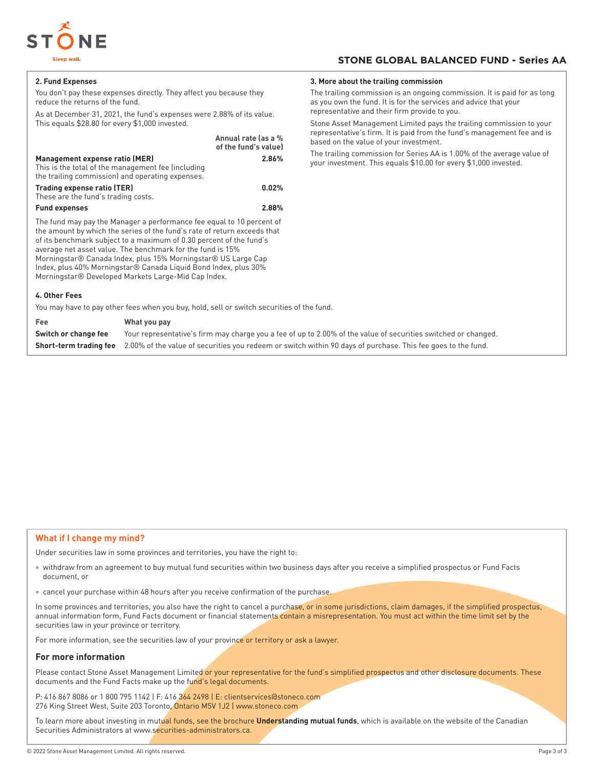# STONE GLOBAL BALANCED FUND - Series AA

### 2. Fund Expenses

You don't pay these expenses directly. They affect you because they reduce the returns of the fund.

As at December 31, 2021, the fund's expenses were 2.88% of its value. This equals $28.80 for every $1,000 invested.

| | Annual rate (as a % of the fund's value) |
|---|---|
| **Management expense ratio (MER)**<br>This is the total of the management fee (including the trailing commission) and operating expenses. | **2.86%** |
| **Trading expense ratio (TER)**<br>These are the fund's trading costs. | **0.02%** |
| **Fund expenses** | **2.88%** |

The fund may pay the Manager a performance fee equal to 10 percent of the amount by which the series of the fund's rate of return exceeds that of its benchmark subject to a maximum of 0.30 percent of the fund's average net asset value. The benchmark for the fund is 15% Morningstar® Canada Index, plus 15% Morningstar® US Large Cap Index, plus 40% Morningstar® Canada Liquid Bond Index, plus 30% Morningstar® Developed Markets Large-Mid Cap Index.

### 3. More about the trailing commission

The trailing commission is an ongoing commission. It is paid for as long as you own the fund. It is for the services and advice that your representative and their firm provide to you.

Stone Asset Management Limited pays the trailing commission to your representative's firm. It is paid from the fund's management fee and is based on the value of your investment.

The trailing commission for Series AA is 1.00% of the average value of your investment. This equals $10.00 for every $1,000 invested.

### 4. Other Fees

You may have to pay other fees when you buy, hold, sell or switch securities of the fund.

| Fee | What you pay |
|---|---|
| **Switch or change fee** | Your representative's firm may charge you a fee of up to 2.00% of the value of securities switched or changed. |
| **Short-term trading fee** | 2.00% of the value of securities you redeem or switch within 90 days of purchase. This fee goes to the fund. |

## What if I change my mind?

Under securities law in some provinces and territories, you have the right to:

- withdraw from an agreement to buy mutual fund securities within two business days after you receive a simplified prospectus or Fund Facts document, or
- cancel your purchase within 48 hours after you receive confirmation of the purchase.

In some provinces and territories, you also have the right to cancel a purchase, or in some jurisdictions, claim damages, if the simplified prospectus, annual information form, Fund Facts document or financial statements contain a misrepresentation. You must act within the time limit set by the securities law in your province or territory.

For more information, see the securities law of your province or territory or ask a lawyer.

## For more information

Please contact Stone Asset Management Limited or your representative for the fund's simplified prospectus and other disclosure documents. These documents and the Fund Facts make up the fund's legal documents.

P: 416 867 8086 or 1 800 795 1142 | F: 416 364 2498 | E: clientservices@stoneco.com
276 King Street West, Suite 203 Toronto, Ontario M5V 1J2 | www.stoneco.com

To learn more about investing in mutual funds, see the brochure **Understanding mutual funds**, which is available on the website of the Canadian Securities Administrators at www.securities-administrators.ca.

© 2022 Stone Asset Management Limited. All rights reserved.